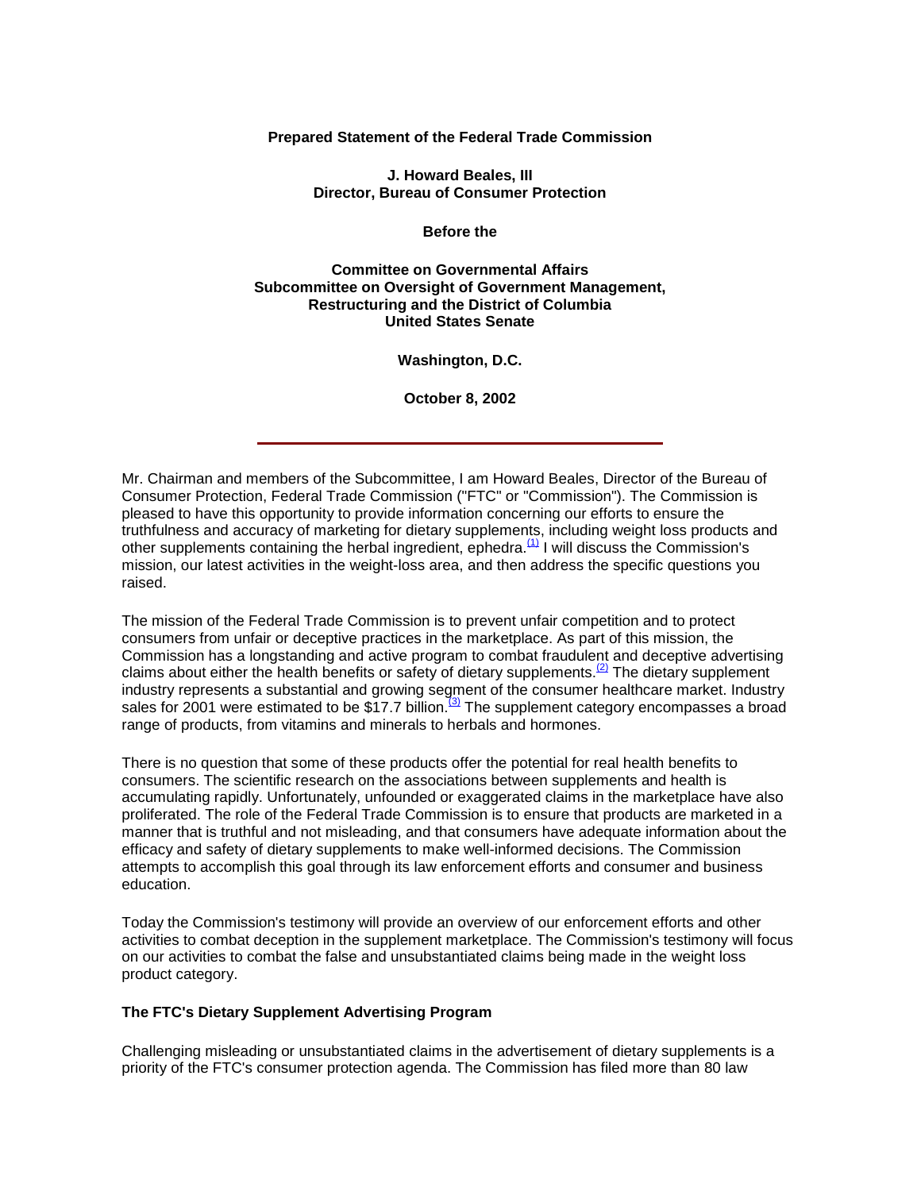**Prepared Statement of the Federal Trade Commission**

**J. Howard Beales, III**
**Director, Bureau of Consumer Protection**

**Before the**

**Committee on Governmental Affairs**
**Subcommittee on Oversight of Government Management, Restructuring and the District of Columbia**
**United States Senate**

**Washington, D.C.**

**October 8, 2002**

---

Mr. Chairman and members of the Subcommittee, I am Howard Beales, Director of the Bureau of Consumer Protection, Federal Trade Commission ("FTC" or "Commission"). The Commission is pleased to have this opportunity to provide information concerning our efforts to ensure the truthfulness and accuracy of marketing for dietary supplements, including weight loss products and other supplements containing the herbal ingredient, ephedra.[(1)] I will discuss the Commission's mission, our latest activities in the weight-loss area, and then address the specific questions you raised.

The mission of the Federal Trade Commission is to prevent unfair competition and to protect consumers from unfair or deceptive practices in the marketplace. As part of this mission, the Commission has a longstanding and active program to combat fraudulent and deceptive advertising claims about either the health benefits or safety of dietary supplements.[(2)] The dietary supplement industry represents a substantial and growing segment of the consumer healthcare market. Industry sales for 2001 were estimated to be $17.7 billion.[(3)] The supplement category encompasses a broad range of products, from vitamins and minerals to herbals and hormones.

There is no question that some of these products offer the potential for real health benefits to consumers. The scientific research on the associations between supplements and health is accumulating rapidly. Unfortunately, unfounded or exaggerated claims in the marketplace have also proliferated. The role of the Federal Trade Commission is to ensure that products are marketed in a manner that is truthful and not misleading, and that consumers have adequate information about the efficacy and safety of dietary supplements to make well-informed decisions. The Commission attempts to accomplish this goal through its law enforcement efforts and consumer and business education.

Today the Commission's testimony will provide an overview of our enforcement efforts and other activities to combat deception in the supplement marketplace. The Commission's testimony will focus on our activities to combat the false and unsubstantiated claims being made in the weight loss product category.

**The FTC's Dietary Supplement Advertising Program**

Challenging misleading or unsubstantiated claims in the advertisement of dietary supplements is a priority of the FTC's consumer protection agenda. The Commission has filed more than 80 law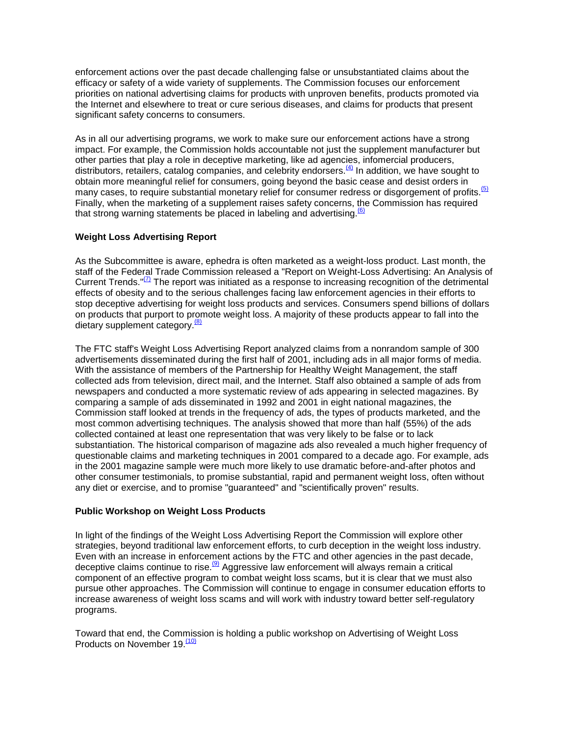enforcement actions over the past decade challenging false or unsubstantiated claims about the efficacy or safety of a wide variety of supplements. The Commission focuses our enforcement priorities on national advertising claims for products with unproven benefits, products promoted via the Internet and elsewhere to treat or cure serious diseases, and claims for products that present significant safety concerns to consumers.

As in all our advertising programs, we work to make sure our enforcement actions have a strong impact. For example, the Commission holds accountable not just the supplement manufacturer but other parties that play a role in deceptive marketing, like ad agencies, infomercial producers, distributors, retailers, catalog companies, and celebrity endorsers.[(4)] In addition, we have sought to obtain more meaningful relief for consumers, going beyond the basic cease and desist orders in many cases, to require substantial monetary relief for consumer redress or disgorgement of profits.[(5)] Finally, when the marketing of a supplement raises safety concerns, the Commission has required that strong warning statements be placed in labeling and advertising.[(6)]

**Weight Loss Advertising Report**

As the Subcommittee is aware, ephedra is often marketed as a weight-loss product. Last month, the staff of the Federal Trade Commission released a "Report on Weight-Loss Advertising: An Analysis of Current Trends."[(7)] The report was initiated as a response to increasing recognition of the detrimental effects of obesity and to the serious challenges facing law enforcement agencies in their efforts to stop deceptive advertising for weight loss products and services. Consumers spend billions of dollars on products that purport to promote weight loss. A majority of these products appear to fall into the dietary supplement category.[(8)]

The FTC staff's Weight Loss Advertising Report analyzed claims from a nonrandom sample of 300 advertisements disseminated during the first half of 2001, including ads in all major forms of media. With the assistance of members of the Partnership for Healthy Weight Management, the staff collected ads from television, direct mail, and the Internet. Staff also obtained a sample of ads from newspapers and conducted a more systematic review of ads appearing in selected magazines. By comparing a sample of ads disseminated in 1992 and 2001 in eight national magazines, the Commission staff looked at trends in the frequency of ads, the types of products marketed, and the most common advertising techniques. The analysis showed that more than half (55%) of the ads collected contained at least one representation that was very likely to be false or to lack substantiation. The historical comparison of magazine ads also revealed a much higher frequency of questionable claims and marketing techniques in 2001 compared to a decade ago. For example, ads in the 2001 magazine sample were much more likely to use dramatic before-and-after photos and other consumer testimonials, to promise substantial, rapid and permanent weight loss, often without any diet or exercise, and to promise "guaranteed" and "scientifically proven" results.

**Public Workshop on Weight Loss Products**

In light of the findings of the Weight Loss Advertising Report the Commission will explore other strategies, beyond traditional law enforcement efforts, to curb deception in the weight loss industry. Even with an increase in enforcement actions by the FTC and other agencies in the past decade, deceptive claims continue to rise.[(9)] Aggressive law enforcement will always remain a critical component of an effective program to combat weight loss scams, but it is clear that we must also pursue other approaches. The Commission will continue to engage in consumer education efforts to increase awareness of weight loss scams and will work with industry toward better self-regulatory programs.

Toward that end, the Commission is holding a public workshop on Advertising of Weight Loss Products on November 19.[(10)]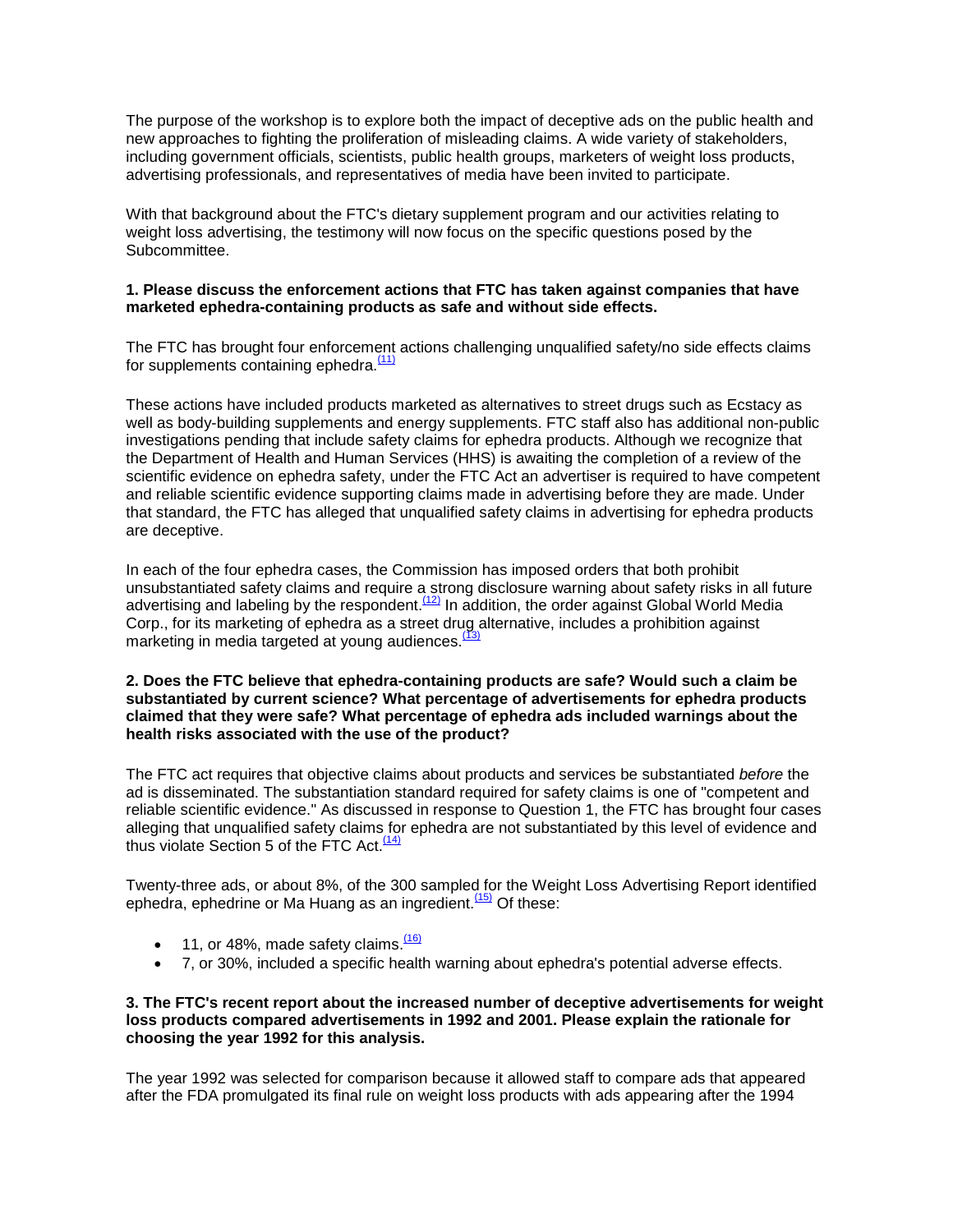The purpose of the workshop is to explore both the impact of deceptive ads on the public health and new approaches to fighting the proliferation of misleading claims. A wide variety of stakeholders, including government officials, scientists, public health groups, marketers of weight loss products, advertising professionals, and representatives of media have been invited to participate.

With that background about the FTC's dietary supplement program and our activities relating to weight loss advertising, the testimony will now focus on the specific questions posed by the Subcommittee.

**1. Please discuss the enforcement actions that FTC has taken against companies that have marketed ephedra-containing products as safe and without side effects.**

The FTC has brought four enforcement actions challenging unqualified safety/no side effects claims for supplements containing ephedra.[(11)]

These actions have included products marketed as alternatives to street drugs such as Ecstacy as well as body-building supplements and energy supplements. FTC staff also has additional non-public investigations pending that include safety claims for ephedra products. Although we recognize that the Department of Health and Human Services (HHS) is awaiting the completion of a review of the scientific evidence on ephedra safety, under the FTC Act an advertiser is required to have competent and reliable scientific evidence supporting claims made in advertising before they are made. Under that standard, the FTC has alleged that unqualified safety claims in advertising for ephedra products are deceptive.

In each of the four ephedra cases, the Commission has imposed orders that both prohibit unsubstantiated safety claims and require a strong disclosure warning about safety risks in all future advertising and labeling by the respondent.[(12)] In addition, the order against Global World Media Corp., for its marketing of ephedra as a street drug alternative, includes a prohibition against marketing in media targeted at young audiences.[(13)]

**2. Does the FTC believe that ephedra-containing products are safe? Would such a claim be substantiated by current science? What percentage of advertisements for ephedra products claimed that they were safe? What percentage of ephedra ads included warnings about the health risks associated with the use of the product?**

The FTC act requires that objective claims about products and services be substantiated *before* the ad is disseminated. The substantiation standard required for safety claims is one of "competent and reliable scientific evidence." As discussed in response to Question 1, the FTC has brought four cases alleging that unqualified safety claims for ephedra are not substantiated by this level of evidence and thus violate Section 5 of the FTC Act.[(14)]

Twenty-three ads, or about 8%, of the 300 sampled for the Weight Loss Advertising Report identified ephedra, ephedrine or Ma Huang as an ingredient.[(15)] Of these:

- 11, or 48%, made safety claims.[(16)]
- 7, or 30%, included a specific health warning about ephedra's potential adverse effects.

**3. The FTC's recent report about the increased number of deceptive advertisements for weight loss products compared advertisements in 1992 and 2001. Please explain the rationale for choosing the year 1992 for this analysis.**

The year 1992 was selected for comparison because it allowed staff to compare ads that appeared after the FDA promulgated its final rule on weight loss products with ads appearing after the 1994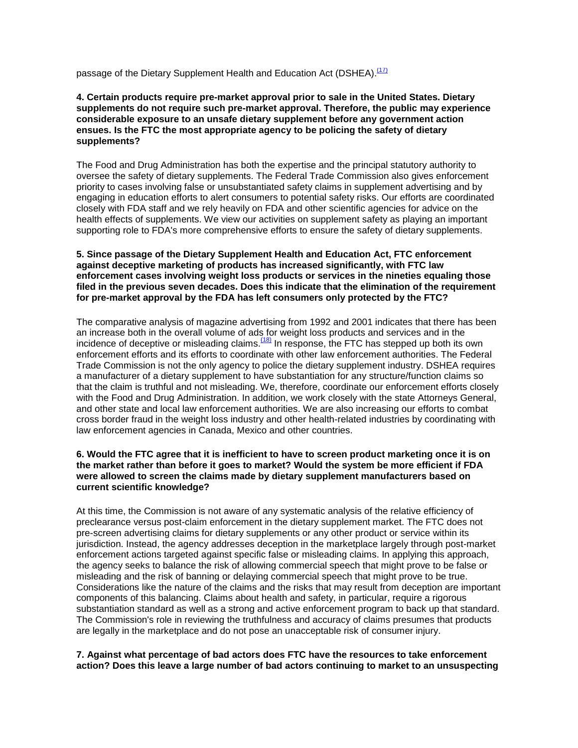passage of the Dietary Supplement Health and Education Act (DSHEA).[17]

**4. Certain products require pre-market approval prior to sale in the United States. Dietary supplements do not require such pre-market approval. Therefore, the public may experience considerable exposure to an unsafe dietary supplement before any government action ensues. Is the FTC the most appropriate agency to be policing the safety of dietary supplements?**

The Food and Drug Administration has both the expertise and the principal statutory authority to oversee the safety of dietary supplements. The Federal Trade Commission also gives enforcement priority to cases involving false or unsubstantiated safety claims in supplement advertising and by engaging in education efforts to alert consumers to potential safety risks. Our efforts are coordinated closely with FDA staff and we rely heavily on FDA and other scientific agencies for advice on the health effects of supplements. We view our activities on supplement safety as playing an important supporting role to FDA's more comprehensive efforts to ensure the safety of dietary supplements.

**5. Since passage of the Dietary Supplement Health and Education Act, FTC enforcement against deceptive marketing of products has increased significantly, with FTC law enforcement cases involving weight loss products or services in the nineties equaling those filed in the previous seven decades. Does this indicate that the elimination of the requirement for pre-market approval by the FDA has left consumers only protected by the FTC?**

The comparative analysis of magazine advertising from 1992 and 2001 indicates that there has been an increase both in the overall volume of ads for weight loss products and services and in the incidence of deceptive or misleading claims.[18] In response, the FTC has stepped up both its own enforcement efforts and its efforts to coordinate with other law enforcement authorities. The Federal Trade Commission is not the only agency to police the dietary supplement industry. DSHEA requires a manufacturer of a dietary supplement to have substantiation for any structure/function claims so that the claim is truthful and not misleading. We, therefore, coordinate our enforcement efforts closely with the Food and Drug Administration. In addition, we work closely with the state Attorneys General, and other state and local law enforcement authorities. We are also increasing our efforts to combat cross border fraud in the weight loss industry and other health-related industries by coordinating with law enforcement agencies in Canada, Mexico and other countries.

**6. Would the FTC agree that it is inefficient to have to screen product marketing once it is on the market rather than before it goes to market? Would the system be more efficient if FDA were allowed to screen the claims made by dietary supplement manufacturers based on current scientific knowledge?**

At this time, the Commission is not aware of any systematic analysis of the relative efficiency of preclearance versus post-claim enforcement in the dietary supplement market. The FTC does not pre-screen advertising claims for dietary supplements or any other product or service within its jurisdiction. Instead, the agency addresses deception in the marketplace largely through post-market enforcement actions targeted against specific false or misleading claims. In applying this approach, the agency seeks to balance the risk of allowing commercial speech that might prove to be false or misleading and the risk of banning or delaying commercial speech that might prove to be true. Considerations like the nature of the claims and the risks that may result from deception are important components of this balancing. Claims about health and safety, in particular, require a rigorous substantiation standard as well as a strong and active enforcement program to back up that standard. The Commission's role in reviewing the truthfulness and accuracy of claims presumes that products are legally in the marketplace and do not pose an unacceptable risk of consumer injury.

**7. Against what percentage of bad actors does FTC have the resources to take enforcement action? Does this leave a large number of bad actors continuing to market to an unsuspecting**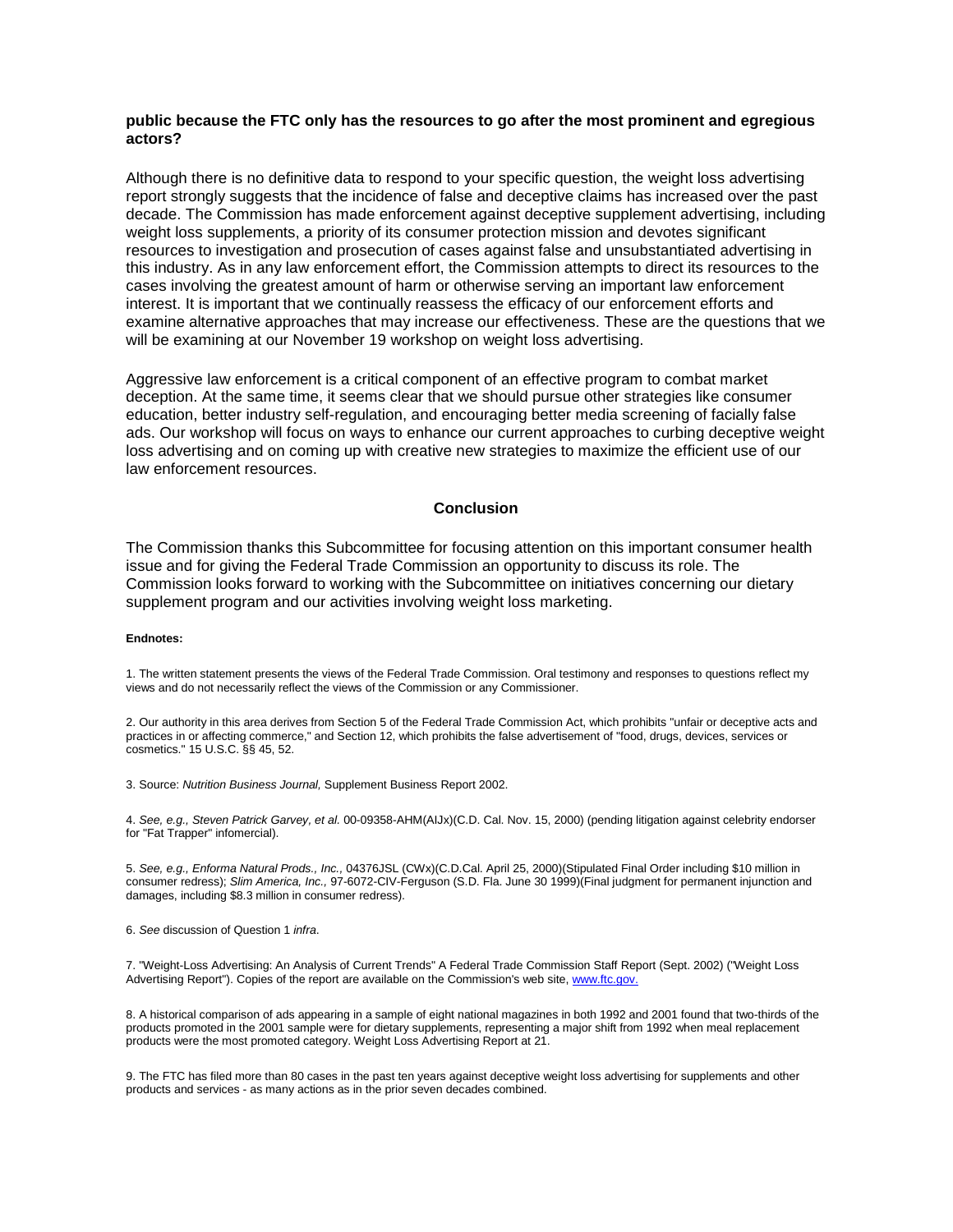**public because the FTC only has the resources to go after the most prominent and egregious actors?**

Although there is no definitive data to respond to your specific question, the weight loss advertising report strongly suggests that the incidence of false and deceptive claims has increased over the past decade. The Commission has made enforcement against deceptive supplement advertising, including weight loss supplements, a priority of its consumer protection mission and devotes significant resources to investigation and prosecution of cases against false and unsubstantiated advertising in this industry. As in any law enforcement effort, the Commission attempts to direct its resources to the cases involving the greatest amount of harm or otherwise serving an important law enforcement interest. It is important that we continually reassess the efficacy of our enforcement efforts and examine alternative approaches that may increase our effectiveness. These are the questions that we will be examining at our November 19 workshop on weight loss advertising.

Aggressive law enforcement is a critical component of an effective program to combat market deception. At the same time, it seems clear that we should pursue other strategies like consumer education, better industry self-regulation, and encouraging better media screening of facially false ads. Our workshop will focus on ways to enhance our current approaches to curbing deceptive weight loss advertising and on coming up with creative new strategies to maximize the efficient use of our law enforcement resources.

## Conclusion

The Commission thanks this Subcommittee for focusing attention on this important consumer health issue and for giving the Federal Trade Commission an opportunity to discuss its role. The Commission looks forward to working with the Subcommittee on initiatives concerning our dietary supplement program and our activities involving weight loss marketing.

#### Endnotes:

1. The written statement presents the views of the Federal Trade Commission. Oral testimony and responses to questions reflect my views and do not necessarily reflect the views of the Commission or any Commissioner.

2. Our authority in this area derives from Section 5 of the Federal Trade Commission Act, which prohibits "unfair or deceptive acts and practices in or affecting commerce," and Section 12, which prohibits the false advertisement of "food, drugs, devices, services or cosmetics." 15 U.S.C. §§ 45, 52.

3. Source: *Nutrition Business Journal,* Supplement Business Report 2002.

4. *See, e.g., Steven Patrick Garvey, et al.* 00-09358-AHM(AIJx)(C.D. Cal. Nov. 15, 2000) (pending litigation against celebrity endorser for "Fat Trapper" infomercial).

5. *See, e.g., Enforma Natural Prods., Inc.,* 04376JSL (CWx)(C.D.Cal. April 25, 2000)(Stipulated Final Order including $10 million in consumer redress); *Slim America, Inc.,* 97-6072-CIV-Ferguson (S.D. Fla. June 30 1999)(Final judgment for permanent injunction and damages, including $8.3 million in consumer redress).

6. *See* discussion of Question 1 *infra*.

7. "Weight-Loss Advertising: An Analysis of Current Trends" A Federal Trade Commission Staff Report (Sept. 2002) ("Weight Loss Advertising Report"). Copies of the report are available on the Commission's web site, www.ftc.gov.

8. A historical comparison of ads appearing in a sample of eight national magazines in both 1992 and 2001 found that two-thirds of the products promoted in the 2001 sample were for dietary supplements, representing a major shift from 1992 when meal replacement products were the most promoted category. Weight Loss Advertising Report at 21.

9. The FTC has filed more than 80 cases in the past ten years against deceptive weight loss advertising for supplements and other products and services - as many actions as in the prior seven decades combined.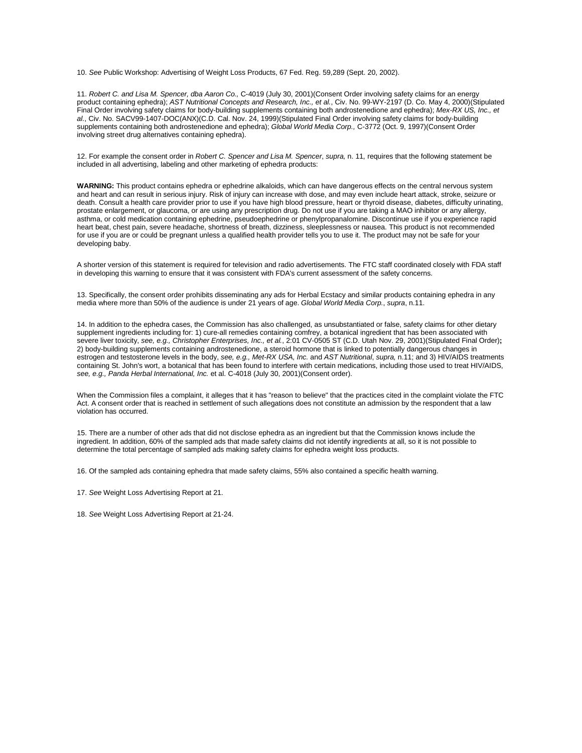10. *See* Public Workshop: Advertising of Weight Loss Products, 67 Fed. Reg. 59,289 (Sept. 20, 2002).

11. *Robert C. and Lisa M. Spencer, dba Aaron Co.,* C-4019 (July 30, 2001)(Consent Order involving safety claims for an energy product containing ephedra); *AST Nutritional Concepts and Research, Inc., et al.*, Civ. No. 99-WY-2197 (D. Co. May 4, 2000)(Stipulated Final Order involving safety claims for body-building supplements containing both androstenedione and ephedra); *Mex-RX US, Inc., et al.*, Civ. No. SACV99-1407-DOC(ANX)(C.D. Cal. Nov. 24, 1999)(Stipulated Final Order involving safety claims for body-building supplements containing both androstenedione and ephedra); *Global World Media Corp.,* C-3772 (Oct. 9, 1997)(Consent Order involving street drug alternatives containing ephedra).

12. For example the consent order in *Robert C. Spencer and Lisa M. Spencer*, *supra,* n. 11*,* requires that the following statement be included in all advertising, labeling and other marketing of ephedra products:

**WARNING:** This product contains ephedra or ephedrine alkaloids, which can have dangerous effects on the central nervous system and heart and can result in serious injury. Risk of injury can increase with dose, and may even include heart attack, stroke, seizure or death. Consult a health care provider prior to use if you have high blood pressure, heart or thyroid disease, diabetes, difficulty urinating, prostate enlargement, or glaucoma, or are using any prescription drug. Do not use if you are taking a MAO inhibitor or any allergy, asthma, or cold medication containing ephedrine, pseudoephedrine or phenylpropanalomine. Discontinue use if you experience rapid heart beat, chest pain, severe headache, shortness of breath, dizziness, sleeplessness or nausea. This product is not recommended for use if you are or could be pregnant unless a qualified health provider tells you to use it. The product may not be safe for your developing baby.

A shorter version of this statement is required for television and radio advertisements. The FTC staff coordinated closely with FDA staff in developing this warning to ensure that it was consistent with FDA's current assessment of the safety concerns.

13. Specifically, the consent order prohibits disseminating any ads for Herbal Ecstacy and similar products containing ephedra in any media where more than 50% of the audience is under 21 years of age. *Global World Media Corp.*, *supra*, n.11.

14. In addition to the ephedra cases, the Commission has also challenged, as unsubstantiated or false, safety claims for other dietary supplement ingredients including for: 1) cure-all remedies containing comfrey, a botanical ingredient that has been associated with severe liver toxicity, *see, e.g., Christopher Enterprises, Inc., et al.*, 2:01 CV-0505 ST (C.D. Utah Nov. 29, 2001)(Stipulated Final Order)**;** 2) body-building supplements containing androstenedione, a steroid hormone that is linked to potentially dangerous changes in estrogen and testosterone levels in the body, *see, e.g., Met-RX USA, Inc.* and *AST Nutritional*, *supra,* n.11; and 3) HIV/AIDS treatments containing St. John's wort, a botanical that has been found to interfere with certain medications, including those used to treat HIV/AIDS, *see, e.g., Panda Herbal International, Inc.* et al. C-4018 (July 30, 2001)(Consent order).

When the Commission files a complaint, it alleges that it has "reason to believe" that the practices cited in the complaint violate the FTC Act. A consent order that is reached in settlement of such allegations does not constitute an admission by the respondent that a law violation has occurred.

15. There are a number of other ads that did not disclose ephedra as an ingredient but that the Commission knows include the ingredient. In addition, 60% of the sampled ads that made safety claims did not identify ingredients at all, so it is not possible to determine the total percentage of sampled ads making safety claims for ephedra weight loss products.

16. Of the sampled ads containing ephedra that made safety claims, 55% also contained a specific health warning.

17. *See* Weight Loss Advertising Report at 21.

18. *See* Weight Loss Advertising Report at 21-24.